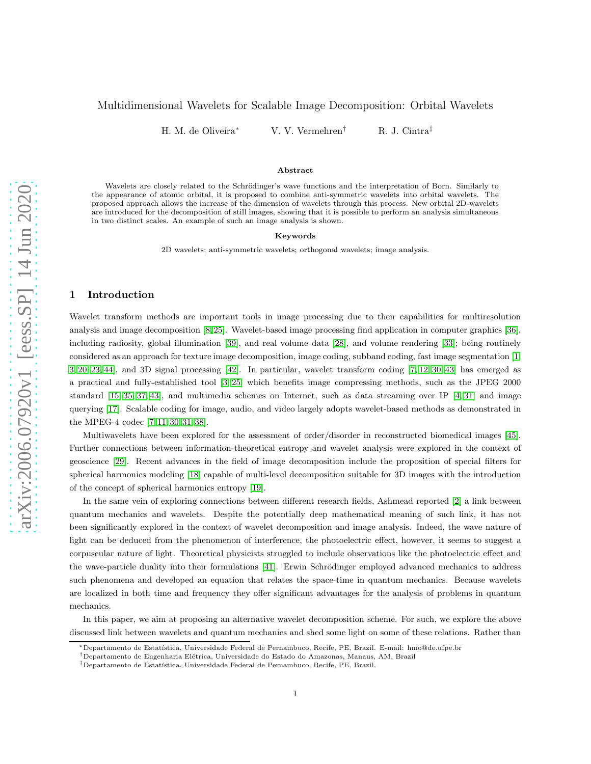# Multidimensional Wavelets for Scalable Image Decomposition: Orbital Wavelets

H. M. de Oliveira* V. V. Vermehren† R. J. Cintra‡

### Abstract

Wavelets are closely related to the Schrödinger's wave functions and the interpretation of Born. Similarly to the appearance of atomic orbital, it is proposed to combine anti-symmetric wavelets into orbital wavelets. The proposed approach allows the increase of the dimension of wavelets through this process. New orbital 2D-wavelets are introduced for the decomposition of still images, showing that it is possible to perform an analysis simultaneous in two distinct scales. An example of such an image analysis is shown.

### Keywords

2D wavelets; anti-symmetric wavelets; orthogonal wavelets; image analysis.

## 1 Introduction

Wavelet transform methods are important tools in image processing due to their capabilities for multiresolution analysis and image decomposition [8, 25]. Wavelet-based image processing find application in computer graphics [36], including radiosity, global illumination [39], and real volume data [28], and volume rendering [33]; being routinely considered as an approach for texture image decomposition, image coding, subband coding, fast image segmentation [1, 3, 20, 23, 44], and 3D signal processing [42]. In particular, wavelet transform coding [7, 12, 30, 43] has emerged as a practical and fully-established tool [3, 25] which benefits image compressing methods, such as the JPEG 2000 standard [15, 35, 37, 43], and multimedia schemes on Internet, such as data streaming over IP [4, 31] and image querying [17]. Scalable coding for image, audio, and video largely adopts wavelet-based methods as demonstrated in the MPEG-4 codec [7, 11, 30, 31, 38].

Multiwavelets have been explored for the assessment of order/disorder in reconstructed biomedical images [45]. Further connections between information-theoretical entropy and wavelet analysis were explored in the context of geoscience [29]. Recent advances in the field of image decomposition include the proposition of special filters for spherical harmonics modeling [18] capable of multi-level decomposition suitable for 3D images with the introduction of the concept of spherical harmonics entropy [19].

In the same vein of exploring connections between different research fields, Ashmead reported [2] a link between quantum mechanics and wavelets. Despite the potentially deep mathematical meaning of such link, it has not been significantly explored in the context of wavelet decomposition and image analysis. Indeed, the wave nature of light can be deduced from the phenomenon of interference, the photoelectric effect, however, it seems to suggest a corpuscular nature of light. Theoretical physicists struggled to include observations like the photoelectric effect and the wave-particle duality into their formulations [41]. Erwin Schrödinger employed advanced mechanics to address such phenomena and developed an equation that relates the space-time in quantum mechanics. Because wavelets are localized in both time and frequency they offer significant advantages for the analysis of problems in quantum mechanics.

In this paper, we aim at proposing an alternative wavelet decomposition scheme. For such, we explore the above discussed link between wavelets and quantum mechanics and shed some light on some of these relations. Rather than

*Departamento de Estatística, Universidade Federal de Pernambuco, Recife, PE, Brazil. E-mail: hmo@de.ufpe.br

†Departamento de Engenharia Elétrica, Universidade do Estado do Amazonas, Manaus, AM, Brazil

‡Departamento de Estatística, Universidade Federal de Pernambuco, Recife, PE, Brazil.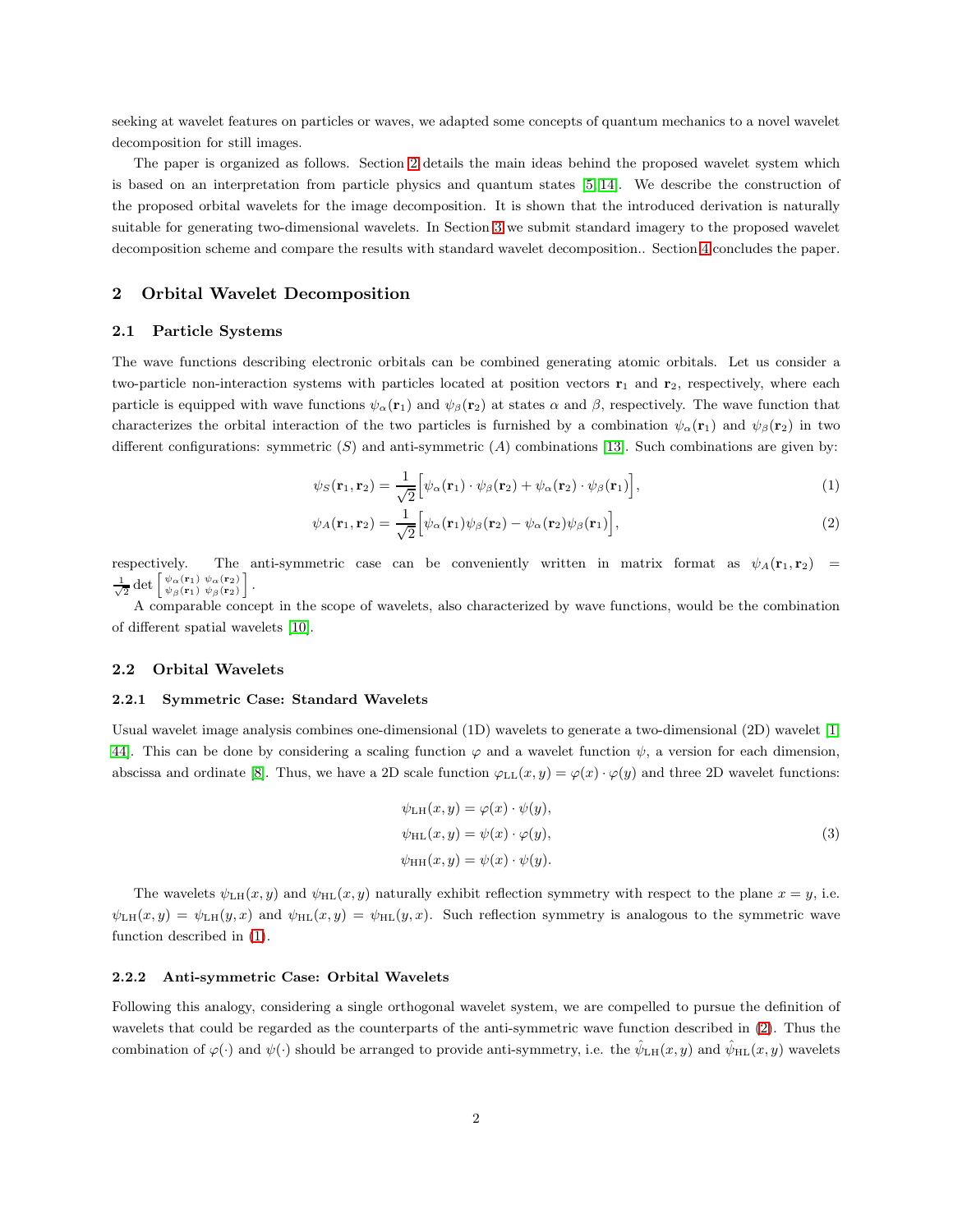seeking at wavelet features on particles or waves, we adapted some concepts of quantum mechanics to a novel wavelet decomposition for still images.

The paper is organized as follows. Section 2 details the main ideas behind the proposed wavelet system which is based on an interpretation from particle physics and quantum states [5, 14]. We describe the construction of the proposed orbital wavelets for the image decomposition. It is shown that the introduced derivation is naturally suitable for generating two-dimensional wavelets. In Section 3 we submit standard imagery to the proposed wavelet decomposition scheme and compare the results with standard wavelet decomposition.. Section 4 concludes the paper.

## 2 Orbital Wavelet Decomposition

### 2.1 Particle Systems

The wave functions describing electronic orbitals can be combined generating atomic orbitals. Let us consider a two-particle non-interaction systems with particles located at position vectors $\mathbf{r}_1$ and $\mathbf{r}_2$, respectively, where each particle is equipped with wave functions $\psi_\alpha(\mathbf{r}_1)$ and $\psi_\beta(\mathbf{r}_2)$ at states $\alpha$ and $\beta$, respectively. The wave function that characterizes the orbital interaction of the two particles is furnished by a combination $\psi_\alpha(\mathbf{r}_1)$ and $\psi_\beta(\mathbf{r}_2)$ in two different configurations: symmetric ($S$) and anti-symmetric ($A$) combinations [13]. Such combinations are given by:

$$\psi_S(\mathbf{r}_1, \mathbf{r}_2) = \frac{1}{\sqrt{2}}\Big[\psi_\alpha(\mathbf{r}_1) \cdot \psi_\beta(\mathbf{r}_2) + \psi_\alpha(\mathbf{r}_2) \cdot \psi_\beta(\mathbf{r}_1)\Big], \tag{1}$$

$$\psi_A(\mathbf{r}_1, \mathbf{r}_2) = \frac{1}{\sqrt{2}}\Big[\psi_\alpha(\mathbf{r}_1)\psi_\beta(\mathbf{r}_2) - \psi_\alpha(\mathbf{r}_2)\psi_\beta(\mathbf{r}_1)\Big], \tag{2}$$

respectively. The anti-symmetric case can be conveniently written in matrix format as $\psi_A(\mathbf{r}_1, \mathbf{r}_2) = \frac{1}{\sqrt{2}} \det \left[\begin{smallmatrix} \psi_\alpha(\mathbf{r}_1) & \psi_\alpha(\mathbf{r}_2) \\ \psi_\beta(\mathbf{r}_1) & \psi_\beta(\mathbf{r}_2) \end{smallmatrix}\right]$.

A comparable concept in the scope of wavelets, also characterized by wave functions, would be the combination of different spatial wavelets [10].

### 2.2 Orbital Wavelets

#### 2.2.1 Symmetric Case: Standard Wavelets

Usual wavelet image analysis combines one-dimensional (1D) wavelets to generate a two-dimensional (2D) wavelet [1, 44]. This can be done by considering a scaling function $\varphi$ and a wavelet function $\psi$, a version for each dimension, abscissa and ordinate [8]. Thus, we have a 2D scale function $\varphi_{\text{LL}}(x, y) = \varphi(x) \cdot \varphi(y)$ and three 2D wavelet functions:

$$\begin{aligned}
\psi_{\text{LH}}(x, y) &= \varphi(x) \cdot \psi(y), \\
\psi_{\text{HL}}(x, y) &= \psi(x) \cdot \varphi(y), \\
\psi_{\text{HH}}(x, y) &= \psi(x) \cdot \psi(y).
\end{aligned} \tag{3}$$

The wavelets $\psi_{\text{LH}}(x, y)$ and $\psi_{\text{HL}}(x, y)$ naturally exhibit reflection symmetry with respect to the plane $x = y$, i.e. $\psi_{\text{LH}}(x, y) = \psi_{\text{LH}}(y, x)$ and $\psi_{\text{HL}}(x, y) = \psi_{\text{HL}}(y, x)$. Such reflection symmetry is analogous to the symmetric wave function described in (1).

#### 2.2.2 Anti-symmetric Case: Orbital Wavelets

Following this analogy, considering a single orthogonal wavelet system, we are compelled to pursue the definition of wavelets that could be regarded as the counterparts of the anti-symmetric wave function described in (2). Thus the combination of $\varphi(\cdot)$ and $\psi(\cdot)$ should be arranged to provide anti-symmetry, i.e. the $\hat{\psi}_{\text{LH}}(x, y)$ and $\hat{\psi}_{\text{HL}}(x, y)$ wavelets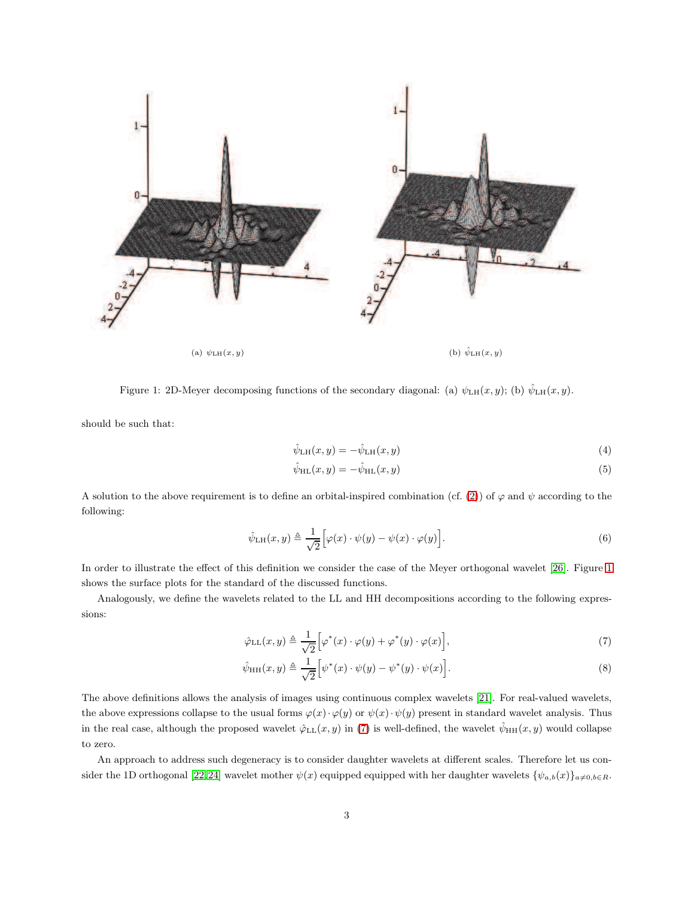(a) $\psi_{\mathrm{LH}}(x,y)$

(b) $\hat{\psi}_{\mathrm{LH}}(x,y)$

Figure 1: 2D-Meyer decomposing functions of the secondary diagonal: (a) $\psi_{\mathrm{LH}}(x,y)$; (b) $\hat{\psi}_{\mathrm{LH}}(x,y)$.

should be such that:

$$\hat{\psi}_{\mathrm{LH}}(x,y) = -\hat{\psi}_{\mathrm{LH}}(x,y) \tag{4}$$

$$\hat{\psi}_{\mathrm{HL}}(x,y) = -\hat{\psi}_{\mathrm{HL}}(x,y) \tag{5}$$

A solution to the above requirement is to define an orbital-inspired combination (cf. (2)) of $\varphi$ and $\psi$ according to the following:

$$\hat{\psi}_{\mathrm{LH}}(x,y) \triangleq \frac{1}{\sqrt{2}}\Big[\varphi(x)\cdot\psi(y) - \psi(x)\cdot\varphi(y)\Big]. \tag{6}$$

In order to illustrate the effect of this definition we consider the case of the Meyer orthogonal wavelet [26]. Figure 1 shows the surface plots for the standard of the discussed functions.

Analogously, we define the wavelets related to the LL and HH decompositions according to the following expressions:

$$\hat{\varphi}_{\mathrm{LL}}(x,y) \triangleq \frac{1}{\sqrt{2}}\Big[\varphi^*(x)\cdot\varphi(y) + \varphi^*(y)\cdot\varphi(x)\Big], \tag{7}$$

$$\hat{\psi}_{\mathrm{HH}}(x,y) \triangleq \frac{1}{\sqrt{2}}\Big[\psi^*(x)\cdot\psi(y) - \psi^*(y)\cdot\psi(x)\Big]. \tag{8}$$

The above definitions allows the analysis of images using continuous complex wavelets [21]. For real-valued wavelets, the above expressions collapse to the usual forms $\varphi(x)\cdot\varphi(y)$ or $\psi(x)\cdot\psi(y)$ present in standard wavelet analysis. Thus in the real case, although the proposed wavelet $\hat{\varphi}_{\mathrm{LL}}(x,y)$ in (7) is well-defined, the wavelet $\hat{\psi}_{\mathrm{HH}}(x,y)$ would collapse to zero.

An approach to address such degeneracy is to consider daughter wavelets at different scales. Therefore let us consider the 1D orthogonal [22,24] wavelet mother $\psi(x)$ equipped equipped with her daughter wavelets $\{\psi_{a,b}(x)\}_{a\neq 0, b\in R}$.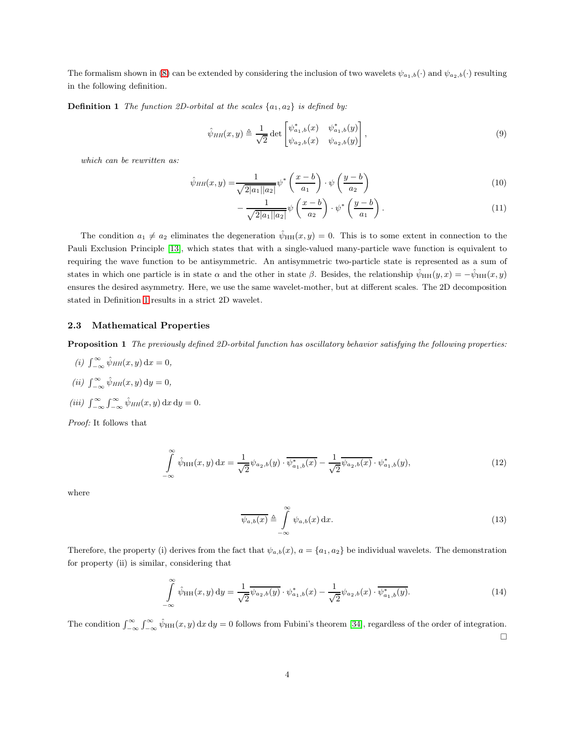The formalism shown in (8) can be extended by considering the inclusion of two wavelets $\psi_{a_1,b}(\cdot)$ and $\psi_{a_2,b}(\cdot)$ resulting in the following definition.

**Definition 1** *The function 2D-orbital at the scales $\{a_1, a_2\}$ is defined by:*

$$\hat{\psi}_{HH}(x,y) \triangleq \frac{1}{\sqrt{2}} \det \begin{bmatrix} \psi^*_{a_1,b}(x) & \psi^*_{a_1,b}(y) \\ \psi_{a_2,b}(x) & \psi_{a_2,b}(y) \end{bmatrix}, \tag{9}$$

*which can be rewritten as:*

$$\hat{\psi}_{HH}(x,y) = \frac{1}{\sqrt{2|a_1||a_2|}} \psi^*\left(\frac{x-b}{a_1}\right) \cdot \psi\left(\frac{y-b}{a_2}\right) \tag{10}$$

$$- \frac{1}{\sqrt{2|a_1||a_2|}} \psi\left(\frac{x-b}{a_2}\right) \cdot \psi^*\left(\frac{y-b}{a_1}\right). \tag{11}$$

The condition $a_1 \neq a_2$ eliminates the degeneration $\hat{\psi}_{\mathrm{HH}}(x,y) = 0$. This is to some extent in connection to the Pauli Exclusion Principle [13], which states that with a single-valued many-particle wave function is equivalent to requiring the wave function to be antisymmetric. An antisymmetric two-particle state is represented as a sum of states in which one particle is in state $\alpha$ and the other in state $\beta$. Besides, the relationship $\hat{\psi}_{\mathrm{HH}}(y,x) = -\hat{\psi}_{\mathrm{HH}}(x,y)$ ensures the desired asymmetry. Here, we use the same wavelet-mother, but at different scales. The 2D decomposition stated in Definition 1 results in a strict 2D wavelet.

### 2.3 Mathematical Properties

**Proposition 1** *The previously defined 2D-orbital function has oscillatory behavior satisfying the following properties:*

*(i)* $\int_{-\infty}^{\infty} \hat{\psi}_{HH}(x,y)\,\mathrm{d}x = 0$,

*(ii)* $\int_{-\infty}^{\infty} \hat{\psi}_{HH}(x,y)\,\mathrm{d}y = 0$,

*(iii)* $\int_{-\infty}^{\infty} \int_{-\infty}^{\infty} \hat{\psi}_{HH}(x,y)\,\mathrm{d}x\,\mathrm{d}y = 0$.

*Proof:* It follows that

$$\int_{-\infty}^{\infty} \hat{\psi}_{\mathrm{HH}}(x,y)\,\mathrm{d}x = \frac{1}{\sqrt{2}} \psi_{a_2,b}(y) \cdot \overline{\psi^*_{a_1,b}(x)} - \frac{1}{\sqrt{2}} \overline{\psi_{a_2,b}(x)} \cdot \psi^*_{a_1,b}(y), \tag{12}$$

where

$$\overline{\psi_{a,b}(x)} \triangleq \int_{-\infty}^{\infty} \psi_{a,b}(x)\,\mathrm{d}x. \tag{13}$$

Therefore, the property (i) derives from the fact that $\psi_{a,b}(x)$, $a = \{a_1, a_2\}$ be individual wavelets. The demonstration for property (ii) is similar, considering that

$$\int_{-\infty}^{\infty} \hat{\psi}_{\mathrm{HH}}(x,y)\,\mathrm{d}y = \frac{1}{\sqrt{2}} \overline{\psi_{a_2,b}(y)} \cdot \psi^*_{a_1,b}(x) - \frac{1}{\sqrt{2}} \psi_{a_2,b}(x) \cdot \overline{\psi^*_{a_1,b}(y)}. \tag{14}$$

The condition $\int_{-\infty}^{\infty} \int_{-\infty}^{\infty} \hat{\psi}_{\mathrm{HH}}(x,y)\,\mathrm{d}x\,\mathrm{d}y = 0$ follows from Fubini's theorem [34], regardless of the order of integration. □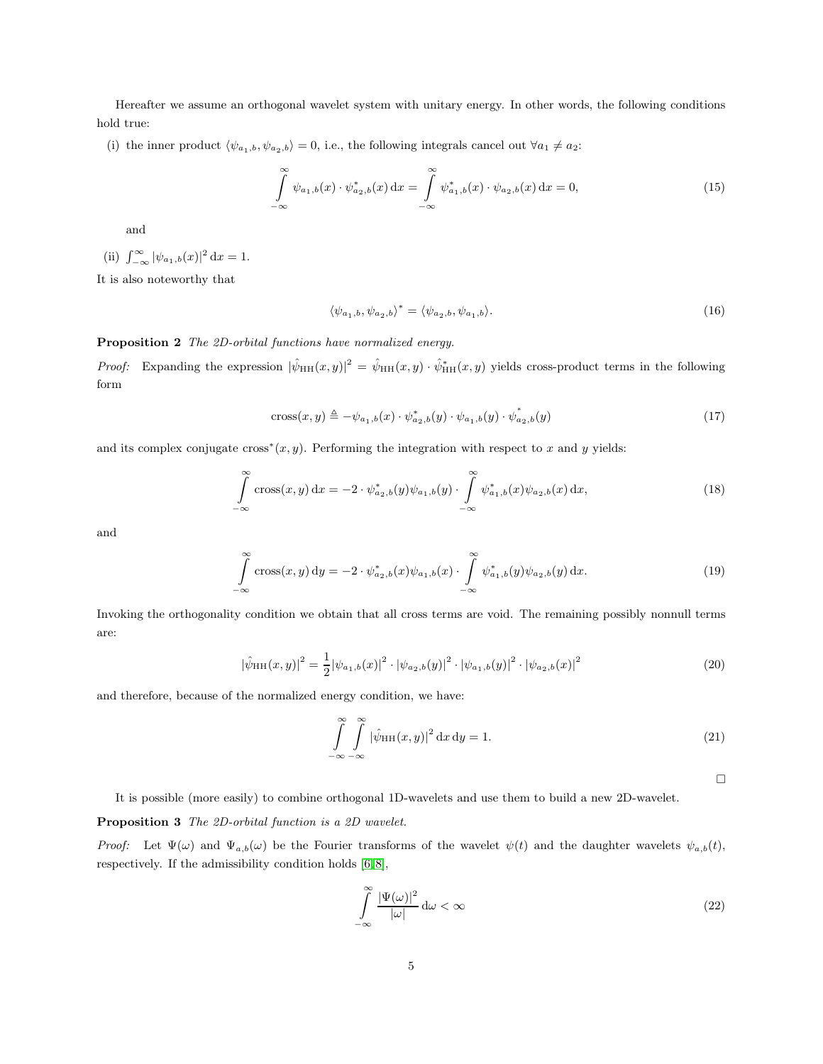Hereafter we assume an orthogonal wavelet system with unitary energy. In other words, the following conditions hold true:

(i) the inner product $\langle \psi_{a_1,b}, \psi_{a_2,b} \rangle = 0$, i.e., the following integrals cancel out $\forall a_1 \neq a_2$:

$$\int_{-\infty}^{\infty} \psi_{a_1,b}(x) \cdot \psi_{a_2,b}^{*}(x) \, \mathrm{d}x = \int_{-\infty}^{\infty} \psi_{a_1,b}^{*}(x) \cdot \psi_{a_2,b}(x) \, \mathrm{d}x = 0, \tag{15}$$

and

(ii) $\int_{-\infty}^{\infty} |\psi_{a_1,b}(x)|^2 \, \mathrm{d}x = 1$.

It is also noteworthy that

$$\langle \psi_{a_1,b}, \psi_{a_2,b} \rangle^{*} = \langle \psi_{a_2,b}, \psi_{a_1,b} \rangle. \tag{16}$$

**Proposition 2** *The 2D-orbital functions have normalized energy.*

*Proof:* Expanding the expression $|\hat{\psi}_{\mathrm{HH}}(x,y)|^2 = \hat{\psi}_{\mathrm{HH}}(x,y) \cdot \hat{\psi}_{\mathrm{HH}}^{*}(x,y)$ yields cross-product terms in the following form

$$\mathrm{cross}(x,y) \triangleq -\psi_{a_1,b}(x) \cdot \psi_{a_2,b}^{*}(y) \cdot \psi_{a_1,b}(y) \cdot \psi_{a_2,b}^{*}(y) \tag{17}$$

and its complex conjugate $\mathrm{cross}^{*}(x,y)$. Performing the integration with respect to $x$ and $y$ yields:

$$\int_{-\infty}^{\infty} \mathrm{cross}(x,y) \, \mathrm{d}x = -2 \cdot \psi_{a_2,b}^{*}(y) \psi_{a_1,b}(y) \cdot \int_{-\infty}^{\infty} \psi_{a_1,b}^{*}(x) \psi_{a_2,b}(x) \, \mathrm{d}x, \tag{18}$$

and

$$\int_{-\infty}^{\infty} \mathrm{cross}(x,y) \, \mathrm{d}y = -2 \cdot \psi_{a_2,b}^{*}(x) \psi_{a_1,b}(x) \cdot \int_{-\infty}^{\infty} \psi_{a_1,b}^{*}(y) \psi_{a_2,b}(y) \, \mathrm{d}x. \tag{19}$$

Invoking the orthogonality condition we obtain that all cross terms are void. The remaining possibly nonnull terms are:

$$|\hat{\psi}_{\mathrm{HH}}(x,y)|^2 = \frac{1}{2} |\psi_{a_1,b}(x)|^2 \cdot |\psi_{a_2,b}(y)|^2 \cdot |\psi_{a_1,b}(y)|^2 \cdot |\psi_{a_2,b}(x)|^2 \tag{20}$$

and therefore, because of the normalized energy condition, we have:

$$\int_{-\infty}^{\infty} \int_{-\infty}^{\infty} |\hat{\psi}_{\mathrm{HH}}(x,y)|^2 \, \mathrm{d}x \, \mathrm{d}y = 1. \tag{21}$$

□

It is possible (more easily) to combine orthogonal 1D-wavelets and use them to build a new 2D-wavelet.

**Proposition 3** *The 2D-orbital function is a 2D wavelet.*

*Proof:* Let $\Psi(\omega)$ and $\Psi_{a,b}(\omega)$ be the Fourier transforms of the wavelet $\psi(t)$ and the daughter wavelets $\psi_{a,b}(t)$, respectively. If the admissibility condition holds [6, 8],

$$\int_{-\infty}^{\infty} \frac{|\Psi(\omega)|^2}{|\omega|} \, \mathrm{d}\omega < \infty \tag{22}$$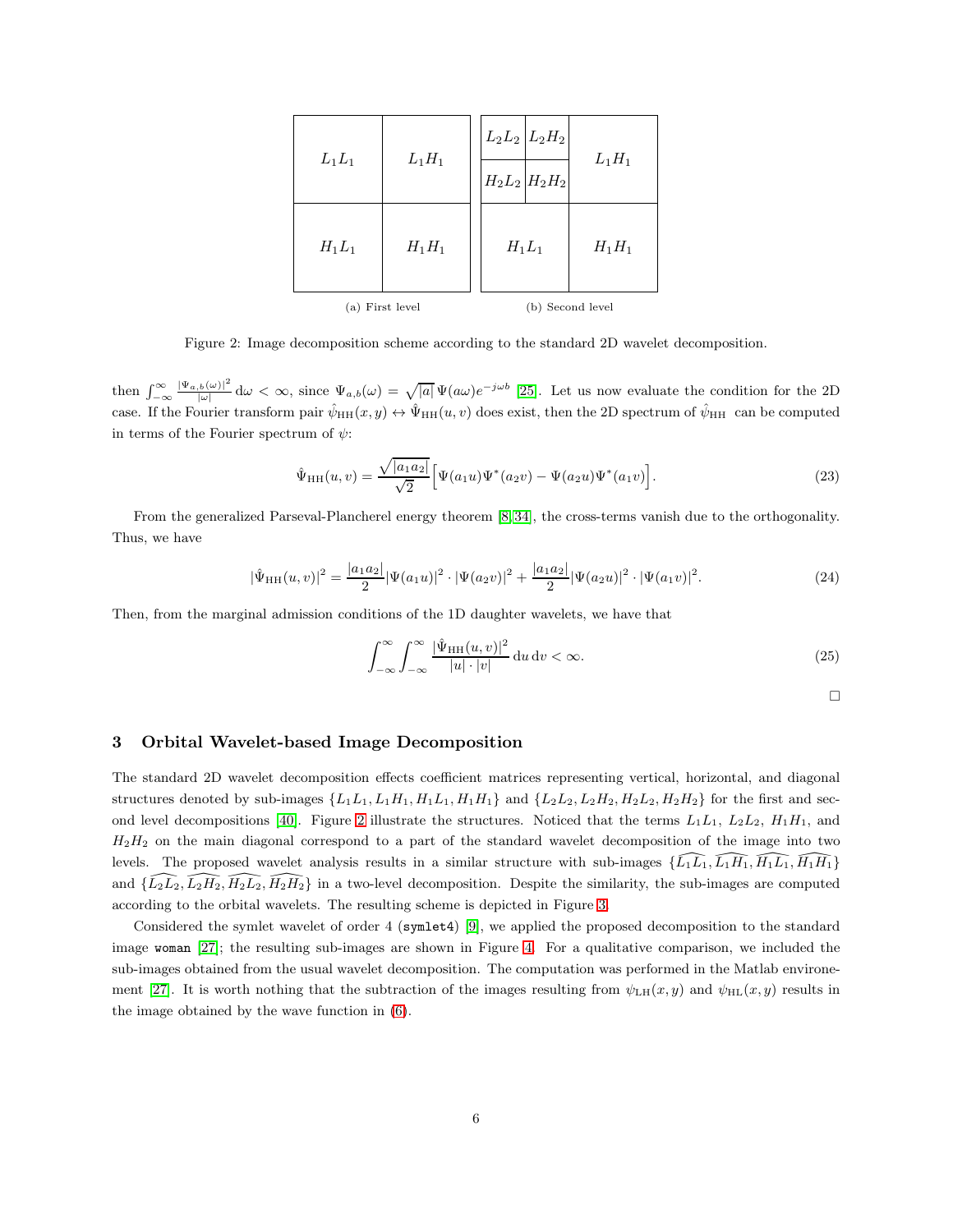| $L_1L_1$ | $L_1H_1$ |
|---|---|
| $H_1L_1$ | $H_1H_1$ |

(a) First level

| $L_2L_2$ | $L_2H_2$ | $L_1H_1$ |
|---|---|---|
| $H_2L_2$ | $H_2H_2$ | |
| $H_1L_1$ | | $H_1H_1$ |

(b) Second level

Figure 2: Image decomposition scheme according to the standard 2D wavelet decomposition.

then $\int_{-\infty}^{\infty} \frac{|\Psi_{a,b}(\omega)|^2}{|\omega|} \, \mathrm{d}\omega < \infty$, since $\Psi_{a,b}(\omega) = \sqrt{|a|} \, \Psi(a\omega) e^{-j\omega b}$ [25]. Let us now evaluate the condition for the 2D case. If the Fourier transform pair $\hat{\psi}_{\mathrm{HH}}(x, y) \leftrightarrow \hat{\Psi}_{\mathrm{HH}}(u, v)$ does exist, then the 2D spectrum of $\hat{\psi}_{\mathrm{HH}}$ can be computed in terms of the Fourier spectrum of $\psi$:

$$\hat{\Psi}_{\mathrm{HH}}(u, v) = \frac{\sqrt{|a_1 a_2|}}{\sqrt{2}} \Big[ \Psi(a_1 u) \Psi^*(a_2 v) - \Psi(a_2 u) \Psi^*(a_1 v) \Big]. \tag{23}$$

From the generalized Parseval-Plancherel energy theorem [8,34], the cross-terms vanish due to the orthogonality. Thus, we have

$$|\hat{\Psi}_{\mathrm{HH}}(u, v)|^2 = \frac{|a_1 a_2|}{2} |\Psi(a_1 u)|^2 \cdot |\Psi(a_2 v)|^2 + \frac{|a_1 a_2|}{2} |\Psi(a_2 u)|^2 \cdot |\Psi(a_1 v)|^2. \tag{24}$$

Then, from the marginal admission conditions of the 1D daughter wavelets, we have that

$$\int_{-\infty}^{\infty} \int_{-\infty}^{\infty} \frac{|\hat{\Psi}_{\mathrm{HH}}(u, v)|^2}{|u| \cdot |v|} \, \mathrm{d}u \, \mathrm{d}v < \infty. \tag{25}$$

□

## 3 Orbital Wavelet-based Image Decomposition

The standard 2D wavelet decomposition effects coefficient matrices representing vertical, horizontal, and diagonal structures denoted by sub-images $\{L_1L_1, L_1H_1, H_1L_1, H_1H_1\}$ and $\{L_2L_2, L_2H_2, H_2L_2, H_2H_2\}$ for the first and second level decompositions [40]. Figure 2 illustrate the structures. Noticed that the terms $L_1L_1$, $L_2L_2$, $H_1H_1$, and $H_2H_2$ on the main diagonal correspond to a part of the standard wavelet decomposition of the image into two levels. The proposed wavelet analysis results in a similar structure with sub-images $\{\widehat{L_1L_1}, \widehat{L_1H_1}, \widehat{H_1L_1}, \widehat{H_1H_1}\}$ and $\{\widehat{L_2L_2}, \widehat{L_2H_2}, \widehat{H_2L_2}, \widehat{H_2H_2}\}$ in a two-level decomposition. Despite the similarity, the sub-images are computed according to the orbital wavelets. The resulting scheme is depicted in Figure 3.

Considered the symlet wavelet of order 4 (`symlet4`) [9], we applied the proposed decomposition to the standard image `woman` [27]; the resulting sub-images are shown in Figure 4. For a qualitative comparison, we included the sub-images obtained from the usual wavelet decomposition. The computation was performed in the Matlab environement [27]. It is worth nothing that the subtraction of the images resulting from $\psi_{\mathrm{LH}}(x, y)$ and $\psi_{\mathrm{HL}}(x, y)$ results in the image obtained by the wave function in (6).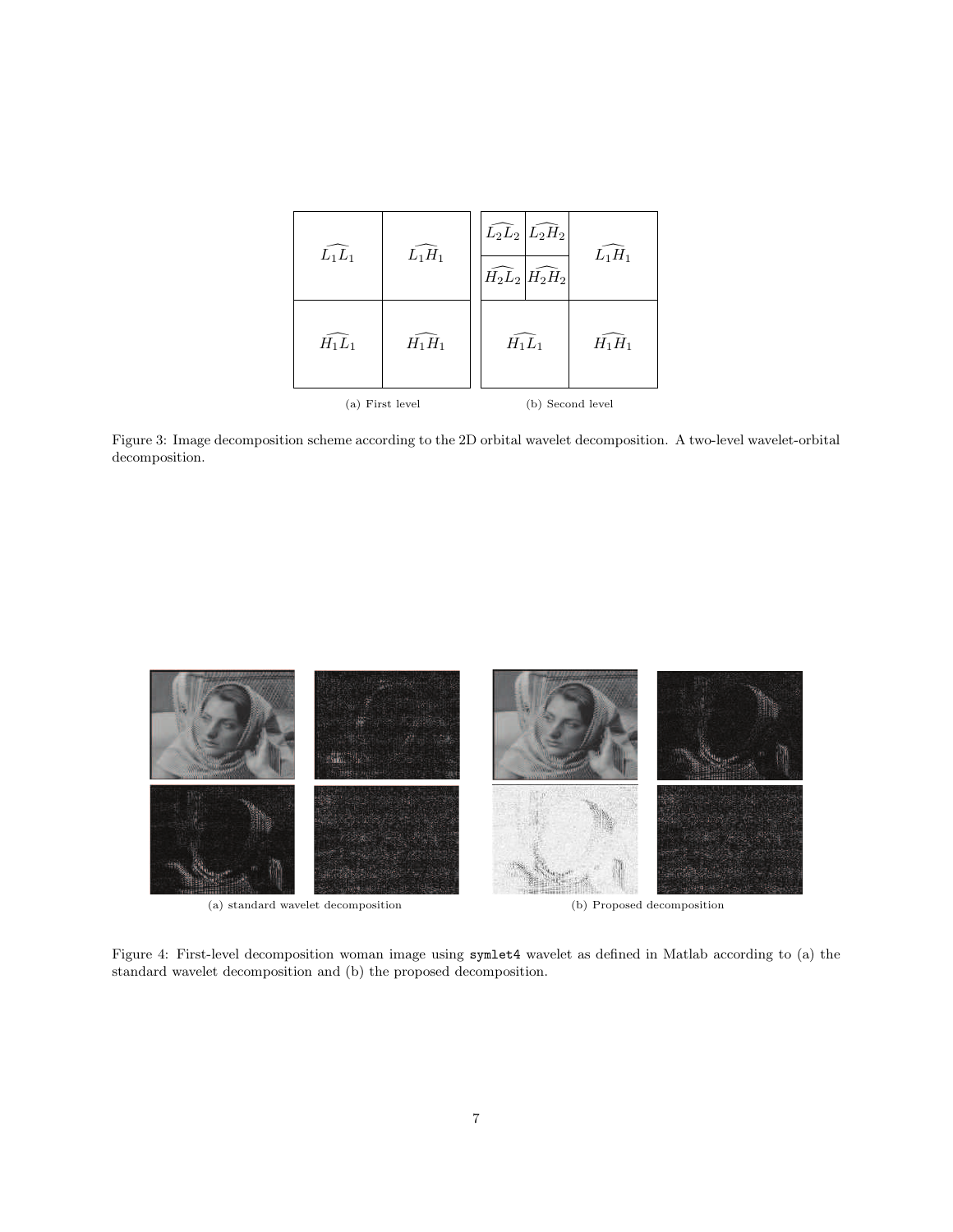| $\widehat{L_1L_1}$ | $\widehat{L_1H_1}$ |
|---|---|
| $\widehat{H_1L_1}$ | $\widehat{H_1H_1}$ |

(a) First level

| $\widehat{L_2L_2}$ $\widehat{L_2H_2}$ / $\widehat{H_2L_2}$ $\widehat{H_2H_2}$ | $\widehat{L_1H_1}$ |
|---|---|
| $\widehat{H_1L_1}$ | $\widehat{H_1H_1}$ |

(b) Second level

Figure 3: Image decomposition scheme according to the 2D orbital wavelet decomposition. A two-level wavelet-orbital decomposition.

(a) standard wavelet decomposition

(b) Proposed decomposition

Figure 4: First-level decomposition woman image using `symlet4` wavelet as defined in Matlab according to (a) the standard wavelet decomposition and (b) the proposed decomposition.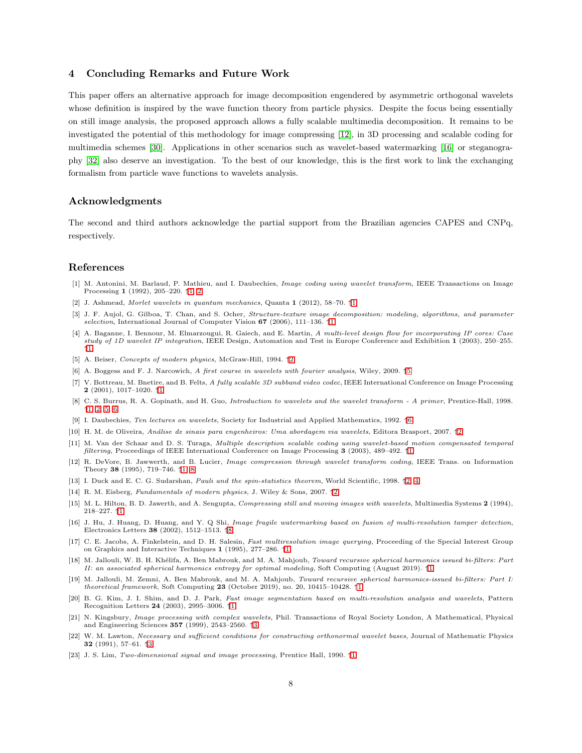## 4 Concluding Remarks and Future Work

This paper offers an alternative approach for image decomposition engendered by asymmetric orthogonal wavelets whose definition is inspired by the wave function theory from particle physics. Despite the focus being essentially on still image analysis, the proposed approach allows a fully scalable multimedia decomposition. It remains to be investigated the potential of this methodology for image compressing [12], in 3D processing and scalable coding for multimedia schemes [30]. Applications in other scenarios such as wavelet-based watermarking [16] or steganography [32] also deserve an investigation. To the best of our knowledge, this is the first work to link the exchanging formalism from particle wave functions to wavelets analysis.

## Acknowledgments

The second and third authors acknowledge the partial support from the Brazilian agencies CAPES and CNPq, respectively.

## References

[1] M. Antonini, M. Barlaud, P. Mathieu, and I. Daubechies, *Image coding using wavelet transform*, IEEE Transactions on Image Processing **1** (1992), 205–220. ↑1, 2

[2] J. Ashmead, *Morlet wavelets in quantum mechanics*, Quanta **1** (2012), 58–70. ↑1

[3] J. F. Aujol, G. Gilboa, T. Chan, and S. Ocher, *Structure-texture image decomposition: modeling, algorithms, and parameter selection*, International Journal of Computer Vision **67** (2006), 111–136. ↑1

[4] A. Baganne, I. Bennour, M. Elmarzougui, R. Gaiech, and E. Martin, *A multi-level design flow for incorporating IP cores: Case study of 1D wavelet IP integration*, IEEE Design, Automation and Test in Europe Conference and Exhibition **1** (2003), 250–255. ↑1

[5] A. Beiser, *Concepts of modern physics*, McGraw-Hill, 1994. ↑2

[6] A. Boggess and F. J. Narcowich, *A first course in wavelets with fourier analysis*, Wiley, 2009. ↑5

[7] V. Bottreau, M. Bnetire, and B. Felts, *A fully scalable 3D subband video codec*, IEEE International Conference on Image Processing **2** (2001), 1017–1020. ↑1

[8] C. S. Burrus, R. A. Gopinath, and H. Guo, *Introduction to wavelets and the wavelet transform - A primer*, Prentice-Hall, 1998. ↑1, 2, 5, 6

[9] I. Daubechies, *Ten lectures on wavelets*, Society for Industrial and Applied Mathematics, 1992. ↑6

[10] H. M. de Oliveira, *Análise de sinais para engenheiros: Uma abordagem via wavelets*, Editora Brasport, 2007. ↑2

[11] M. Van der Schaar and D. S. Turaga, *Multiple description scalable coding using wavelet-based motion compensated temporal filtering*, Proceedings of IEEE International Conference on Image Processing **3** (2003), 489–492. ↑1

[12] R. DeVore, B. Jawwerth, and B. Lucier, *Image compression through wavelet transform coding*, IEEE Trans. on Information Theory **38** (1995), 719–746. ↑1, 8

[13] I. Duck and E. C. G. Sudarshan, *Pauli and the spin-statistics theorem*, World Scientific, 1998. ↑2, 4

[14] R. M. Eisberg, *Fundamentals of modern physics*, J. Wiley & Sons, 2007. ↑2

[15] M. L. Hilton, B. D. Jawerth, and A. Sengupta, *Compressing still and moving images with wavelets*, Multimedia Systems **2** (1994), 218–227. ↑1

[16] J. Hu, J. Huang, D. Huang, and Y. Q Shi, *Image fragile watermarking based on fusion of multi-resolution tamper detection*, Electronics Letters **38** (2002), 1512–1513. ↑8

[17] C. E. Jacobs, A. Finkelstein, and D. H. Salesin, *Fast multiresolution image querying*, Proceeding of the Special Interest Group on Graphics and Interactive Techniques **1** (1995), 277–286. ↑1

[18] M. Jallouli, W. B. H. Khélifa, A. Ben Mabrouk, and M. A. Mahjoub, *Toward recursive spherical harmonics issued bi-filters: Part II: an associated spherical harmonics entropy for optimal modeling*, Soft Computing (August 2019). ↑1

[19] M. Jallouli, M. Zemni, A. Ben Mabrouk, and M. A. Mahjoub, *Toward recursive spherical harmonics-issued bi-filters: Part I: theoretical framework*, Soft Computing **23** (October 2019), no. 20, 10415–10428. ↑1

[20] B. G. Kim, J. I. Shim, and D. J. Park, *Fast image segmentation based on multi-resolution analysis and wavelets*, Pattern Recognition Letters **24** (2003), 2995–3006. ↑1

[21] N. Kingsbury, *Image processing with complex wavelets*, Phil. Transactions of Royal Society London, A Mathematical, Physical and Engineering Sciences **357** (1999), 2543–2560. ↑3

[22] W. M. Lawton, *Necessary and sufficient conditions for constructing orthonormal wavelet bases*, Journal of Mathematic Physics **32** (1991), 57–61. ↑3

[23] J. S. Lim, *Two-dimensional signal and image processing*, Prentice Hall, 1990. ↑1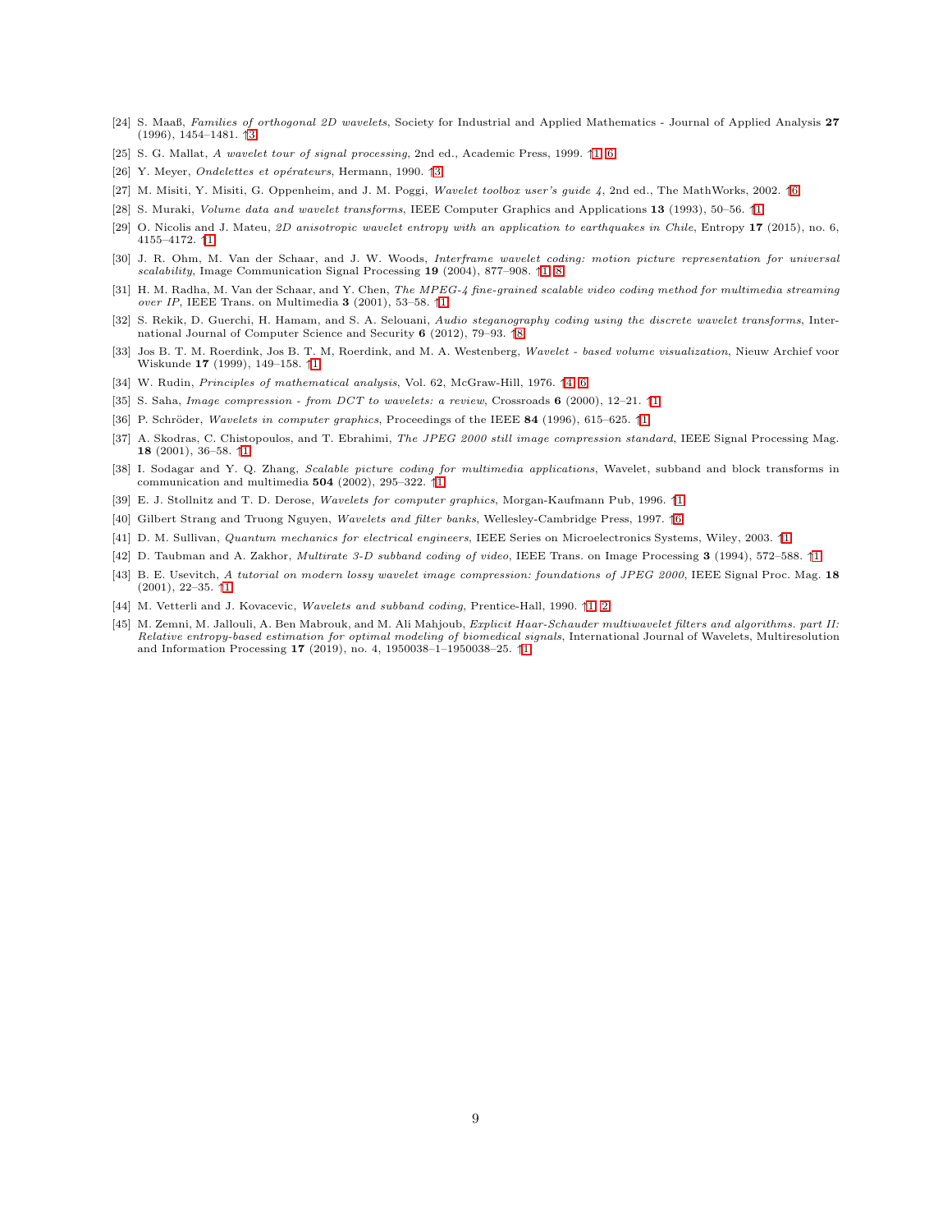[24] S. Maaß, *Families of orthogonal 2D wavelets*, Society for Industrial and Applied Mathematics - Journal of Applied Analysis **27** (1996), 1454–1481. ↑3

[25] S. G. Mallat, *A wavelet tour of signal processing*, 2nd ed., Academic Press, 1999. ↑1, 6

[26] Y. Meyer, *Ondelettes et opérateurs*, Hermann, 1990. ↑3

[27] M. Misiti, Y. Misiti, G. Oppenheim, and J. M. Poggi, *Wavelet toolbox user's guide 4*, 2nd ed., The MathWorks, 2002. ↑6

[28] S. Muraki, *Volume data and wavelet transforms*, IEEE Computer Graphics and Applications **13** (1993), 50–56. ↑1

[29] O. Nicolis and J. Mateu, *2D anisotropic wavelet entropy with an application to earthquakes in Chile*, Entropy **17** (2015), no. 6, 4155–4172. ↑1

[30] J. R. Ohm, M. Van der Schaar, and J. W. Woods, *Interframe wavelet coding: motion picture representation for universal scalability*, Image Communication Signal Processing **19** (2004), 877–908. ↑1, 8

[31] H. M. Radha, M. Van der Schaar, and Y. Chen, *The MPEG-4 fine-grained scalable video coding method for multimedia streaming over IP*, IEEE Trans. on Multimedia **3** (2001), 53–58. ↑1

[32] S. Rekik, D. Guerchi, H. Hamam, and S. A. Selouani, *Audio steganography coding using the discrete wavelet transforms*, International Journal of Computer Science and Security **6** (2012), 79–93. ↑8

[33] Jos B. T. M. Roerdink, Jos B. T. M, Roerdink, and M. A. Westenberg, *Wavelet - based volume visualization*, Nieuw Archief voor Wiskunde **17** (1999), 149–158. ↑1

[34] W. Rudin, *Principles of mathematical analysis*, Vol. 62, McGraw-Hill, 1976. ↑4, 6

[35] S. Saha, *Image compression - from DCT to wavelets: a review*, Crossroads **6** (2000), 12–21. ↑1

[36] P. Schröder, *Wavelets in computer graphics*, Proceedings of the IEEE **84** (1996), 615–625. ↑1

[37] A. Skodras, C. Chistopoulos, and T. Ebrahimi, *The JPEG 2000 still image compression standard*, IEEE Signal Processing Mag. **18** (2001), 36–58. ↑1

[38] I. Sodagar and Y. Q. Zhang, *Scalable picture coding for multimedia applications*, Wavelet, subband and block transforms in communication and multimedia **504** (2002), 295–322. ↑1

[39] E. J. Stollnitz and T. D. Derose, *Wavelets for computer graphics*, Morgan-Kaufmann Pub, 1996. ↑1

[40] Gilbert Strang and Truong Nguyen, *Wavelets and filter banks*, Wellesley-Cambridge Press, 1997. ↑6

[41] D. M. Sullivan, *Quantum mechanics for electrical engineers*, IEEE Series on Microelectronics Systems, Wiley, 2003. ↑1

[42] D. Taubman and A. Zakhor, *Multirate 3-D subband coding of video*, IEEE Trans. on Image Processing **3** (1994), 572–588. ↑1

[43] B. E. Usevitch, *A tutorial on modern lossy wavelet image compression: foundations of JPEG 2000*, IEEE Signal Proc. Mag. **18** (2001), 22–35. ↑1

[44] M. Vetterli and J. Kovacevic, *Wavelets and subband coding*, Prentice-Hall, 1990. ↑1, 2

[45] M. Zemni, M. Jallouli, A. Ben Mabrouk, and M. Ali Mahjoub, *Explicit Haar-Schauder multiwavelet filters and algorithms. part II: Relative entropy-based estimation for optimal modeling of biomedical signals*, International Journal of Wavelets, Multiresolution and Information Processing **17** (2019), no. 4, 1950038–1–1950038–25. ↑1